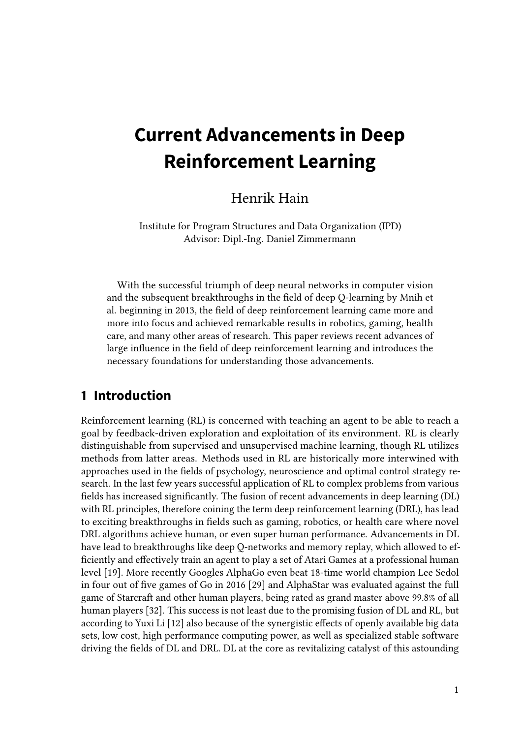# Current Advancements in Deep Reinforcement Learning

Henrik Hain

Institute for Program Structures and Data Organization (IPD)
Advisor: Dipl.-Ing. Daniel Zimmermann

With the successful triumph of deep neural networks in computer vision and the subsequent breakthroughs in the field of deep Q-learning by Mnih et al. beginning in 2013, the field of deep reinforcement learning came more and more into focus and achieved remarkable results in robotics, gaming, health care, and many other areas of research. This paper reviews recent advances of large influence in the field of deep reinforcement learning and introduces the necessary foundations for understanding those advancements.

## 1 Introduction

Reinforcement learning (RL) is concerned with teaching an agent to be able to reach a goal by feedback-driven exploration and exploitation of its environment. RL is clearly distinguishable from supervised and unsupervised machine learning, though RL utilizes methods from latter areas. Methods used in RL are historically more interwined with approaches used in the fields of psychology, neuroscience and optimal control strategy research. In the last few years successful application of RL to complex problems from various fields has increased significantly. The fusion of recent advancements in deep learning (DL) with RL principles, therefore coining the term deep reinforcement learning (DRL), has lead to exciting breakthroughs in fields such as gaming, robotics, or health care where novel DRL algorithms achieve human, or even super human performance. Advancements in DL have lead to breakthroughs like deep Q-networks and memory replay, which allowed to efficiently and effectively train an agent to play a set of Atari Games at a professional human level [19]. More recently Googles AlphaGo even beat 18-time world champion Lee Sedol in four out of five games of Go in 2016 [29] and AlphaStar was evaluated against the full game of Starcraft and other human players, being rated as grand master above 99.8% of all human players [32]. This success is not least due to the promising fusion of DL and RL, but according to Yuxi Li [12] also because of the synergistic effects of openly available big data sets, low cost, high performance computing power, as well as specialized stable software driving the fields of DL and DRL. DL at the core as revitalizing catalyst of this astounding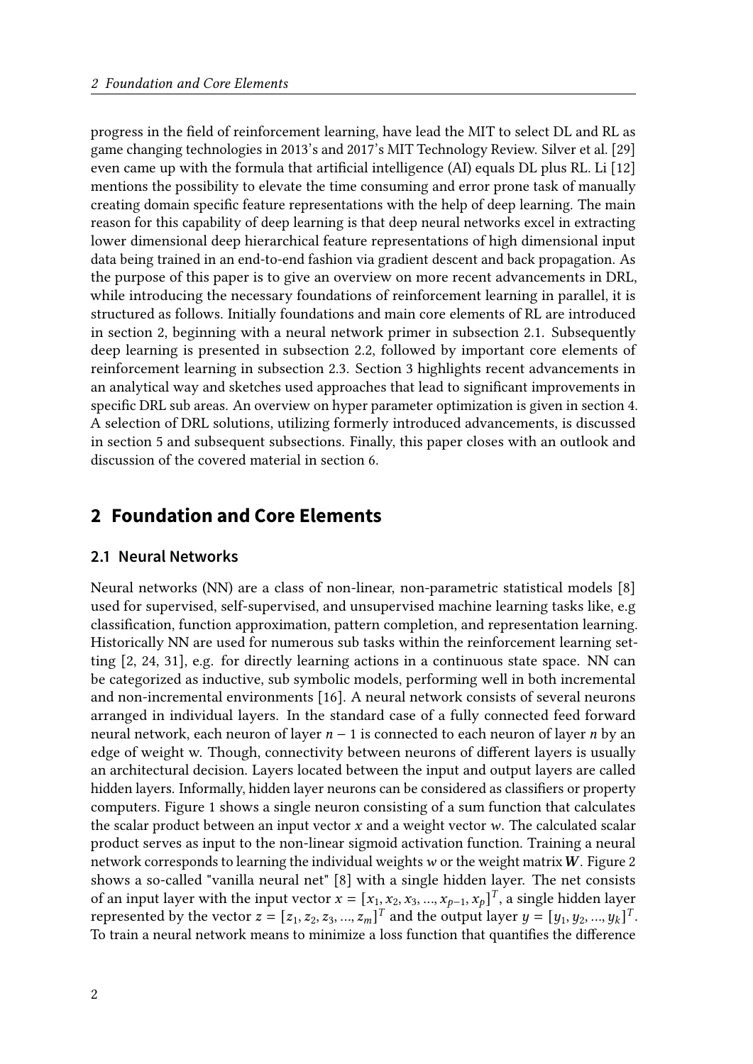progress in the field of reinforcement learning, have lead the MIT to select DL and RL as game changing technologies in 2013's and 2017's MIT Technology Review. Silver et al. [29] even came up with the formula that artificial intelligence (AI) equals DL plus RL. Li [12] mentions the possibility to elevate the time consuming and error prone task of manually creating domain specific feature representations with the help of deep learning. The main reason for this capability of deep learning is that deep neural networks excel in extracting lower dimensional deep hierarchical feature representations of high dimensional input data being trained in an end-to-end fashion via gradient descent and back propagation. As the purpose of this paper is to give an overview on more recent advancements in DRL, while introducing the necessary foundations of reinforcement learning in parallel, it is structured as follows. Initially foundations and main core elements of RL are introduced in section 2, beginning with a neural network primer in subsection 2.1. Subsequently deep learning is presented in subsection 2.2, followed by important core elements of reinforcement learning in subsection 2.3. Section 3 highlights recent advancements in an analytical way and sketches used approaches that lead to significant improvements in specific DRL sub areas. An overview on hyper parameter optimization is given in section 4. A selection of DRL solutions, utilizing formerly introduced advancements, is discussed in section 5 and subsequent subsections. Finally, this paper closes with an outlook and discussion of the covered material in section 6.

## 2 Foundation and Core Elements

### 2.1 Neural Networks

Neural networks (NN) are a class of non-linear, non-parametric statistical models [8] used for supervised, self-supervised, and unsupervised machine learning tasks like, e.g classification, function approximation, pattern completion, and representation learning. Historically NN are used for numerous sub tasks within the reinforcement learning setting [2, 24, 31], e.g. for directly learning actions in a continuous state space. NN can be categorized as inductive, sub symbolic models, performing well in both incremental and non-incremental environments [16]. A neural network consists of several neurons arranged in individual layers. In the standard case of a fully connected feed forward neural network, each neuron of layer $n-1$ is connected to each neuron of layer $n$ by an edge of weight w. Though, connectivity between neurons of different layers is usually an architectural decision. Layers located between the input and output layers are called hidden layers. Informally, hidden layer neurons can be considered as classifiers or property computers. Figure 1 shows a single neuron consisting of a sum function that calculates the scalar product between an input vector $x$ and a weight vector $w$. The calculated scalar product serves as input to the non-linear sigmoid activation function. Training a neural network corresponds to learning the individual weights $w$ or the weight matrix $\boldsymbol{W}$. Figure 2 shows a so-called "vanilla neural net" [8] with a single hidden layer. The net consists of an input layer with the input vector $x = [x_1, x_2, x_3, ..., x_{p-1}, x_p]^T$, a single hidden layer represented by the vector $z = [z_1, z_2, z_3, ..., z_m]^T$ and the output layer $y = [y_1, y_2, ..., y_k]^T$. To train a neural network means to minimize a loss function that quantifies the difference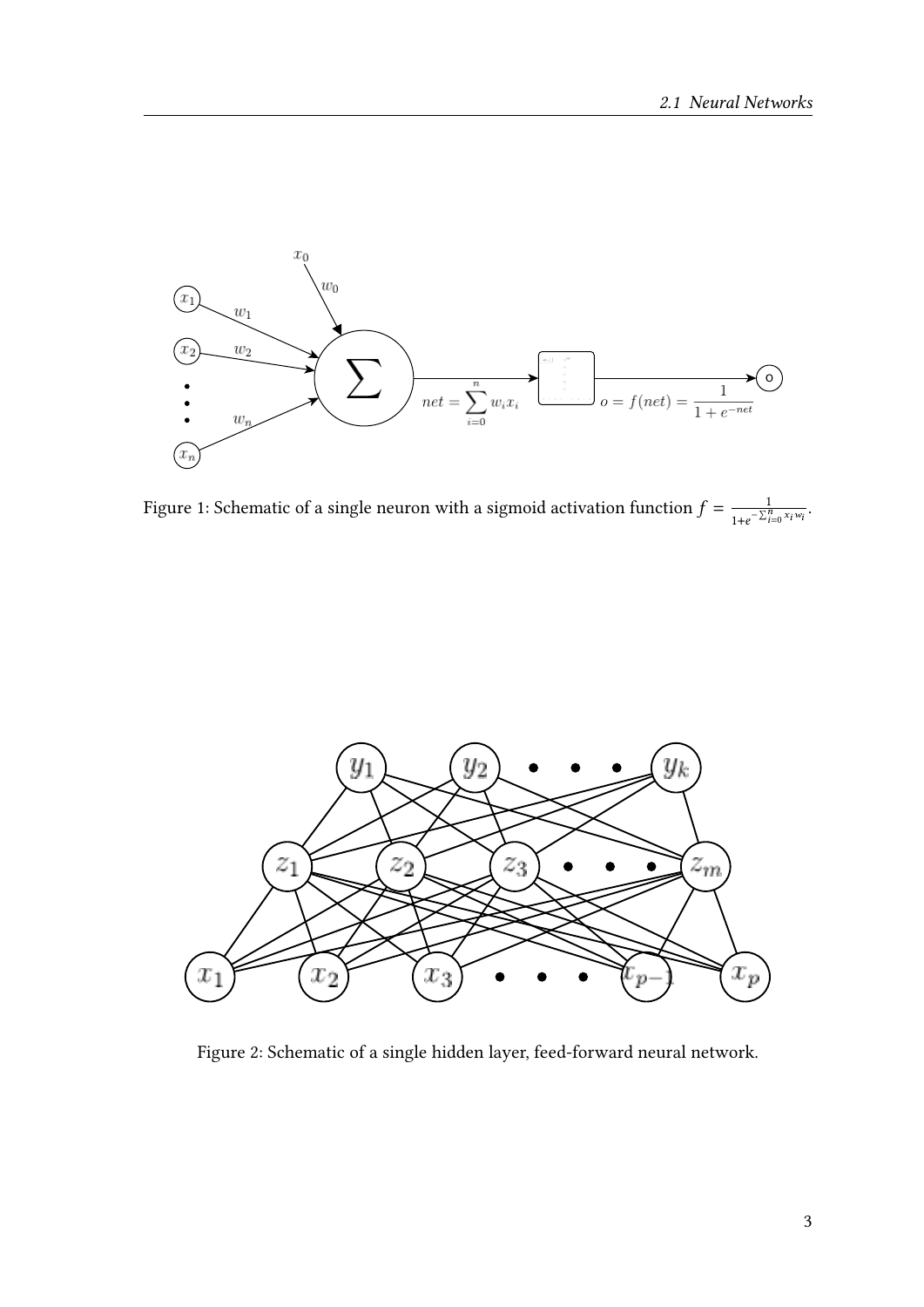Figure 1: Schematic of a single neuron with a sigmoid activation function $f = \frac{1}{1+e^{-\sum_{i=0}^{n} x_i w_i}}$.

Figure 2: Schematic of a single hidden layer, feed-forward neural network.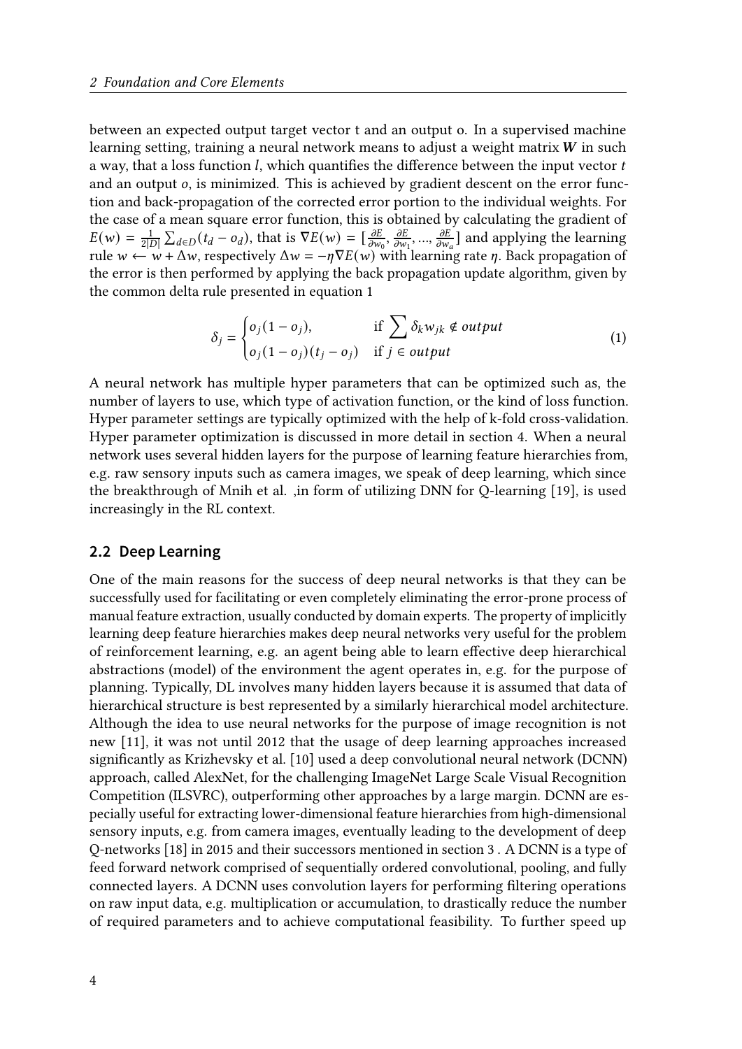between an expected output target vector t and an output o. In a supervised machine learning setting, training a neural network means to adjust a weight matrix $\boldsymbol{W}$ in such a way, that a loss function $l$, which quantifies the difference between the input vector $t$ and an output $o$, is minimized. This is achieved by gradient descent on the error function and back-propagation of the corrected error portion to the individual weights. For the case of a mean square error function, this is obtained by calculating the gradient of $E(w) = \frac{1}{2|D|} \sum_{d \in D} (t_d - o_d)$, that is $\nabla E(w) = [\frac{\partial E}{\partial w_0}, \frac{\partial E}{\partial w_1}, ..., \frac{\partial E}{\partial w_a}]$ and applying the learning rule $w \leftarrow w + \Delta w$, respectively $\Delta w = -\eta \nabla E(w)$ with learning rate $\eta$. Back propagation of the error is then performed by applying the back propagation update algorithm, given by the common delta rule presented in equation 1

$$\delta_j = \begin{cases} o_j(1 - o_j), & \text{if } \sum \delta_k w_{jk} \notin output \\ o_j(1 - o_j)(t_j - o_j) & \text{if } j \in output \end{cases} \tag{1}$$

A neural network has multiple hyper parameters that can be optimized such as, the number of layers to use, which type of activation function, or the kind of loss function. Hyper parameter settings are typically optimized with the help of k-fold cross-validation. Hyper parameter optimization is discussed in more detail in section 4. When a neural network uses several hidden layers for the purpose of learning feature hierarchies from, e.g. raw sensory inputs such as camera images, we speak of deep learning, which since the breakthrough of Mnih et al. ,in form of utilizing DNN for Q-learning [19], is used increasingly in the RL context.

## 2.2 Deep Learning

One of the main reasons for the success of deep neural networks is that they can be successfully used for facilitating or even completely eliminating the error-prone process of manual feature extraction, usually conducted by domain experts. The property of implicitly learning deep feature hierarchies makes deep neural networks very useful for the problem of reinforcement learning, e.g. an agent being able to learn effective deep hierarchical abstractions (model) of the environment the agent operates in, e.g. for the purpose of planning. Typically, DL involves many hidden layers because it is assumed that data of hierarchical structure is best represented by a similarly hierarchical model architecture. Although the idea to use neural networks for the purpose of image recognition is not new [11], it was not until 2012 that the usage of deep learning approaches increased significantly as Krizhevsky et al. [10] used a deep convolutional neural network (DCNN) approach, called AlexNet, for the challenging ImageNet Large Scale Visual Recognition Competition (ILSVRC), outperforming other approaches by a large margin. DCNN are especially useful for extracting lower-dimensional feature hierarchies from high-dimensional sensory inputs, e.g. from camera images, eventually leading to the development of deep Q-networks [18] in 2015 and their successors mentioned in section 3 . A DCNN is a type of feed forward network comprised of sequentially ordered convolutional, pooling, and fully connected layers. A DCNN uses convolution layers for performing filtering operations on raw input data, e.g. multiplication or accumulation, to drastically reduce the number of required parameters and to achieve computational feasibility. To further speed up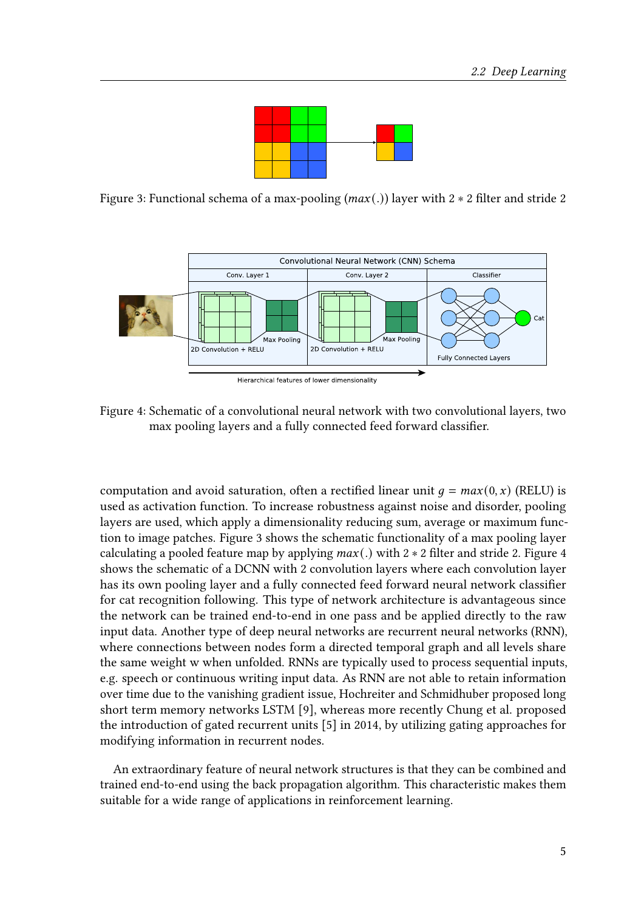Figure 3: Functional schema of a max-pooling ($max(.)$) layer with $2 * 2$ filter and stride 2

Figure 4: Schematic of a convolutional neural network with two convolutional layers, two max pooling layers and a fully connected feed forward classifier.

computation and avoid saturation, often a rectified linear unit $g = max(0, x)$ (RELU) is used as activation function. To increase robustness against noise and disorder, pooling layers are used, which apply a dimensionality reducing sum, average or maximum function to image patches. Figure 3 shows the schematic functionality of a max pooling layer calculating a pooled feature map by applying $max(.)$ with $2 * 2$ filter and stride 2. Figure 4 shows the schematic of a DCNN with 2 convolution layers where each convolution layer has its own pooling layer and a fully connected feed forward neural network classifier for cat recognition following. This type of network architecture is advantageous since the network can be trained end-to-end in one pass and be applied directly to the raw input data. Another type of deep neural networks are recurrent neural networks (RNN), where connections between nodes form a directed temporal graph and all levels share the same weight w when unfolded. RNNs are typically used to process sequential inputs, e.g. speech or continuous writing input data. As RNN are not able to retain information over time due to the vanishing gradient issue, Hochreiter and Schmidhuber proposed long short term memory networks LSTM [9], whereas more recently Chung et al. proposed the introduction of gated recurrent units [5] in 2014, by utilizing gating approaches for modifying information in recurrent nodes.

An extraordinary feature of neural network structures is that they can be combined and trained end-to-end using the back propagation algorithm. This characteristic makes them suitable for a wide range of applications in reinforcement learning.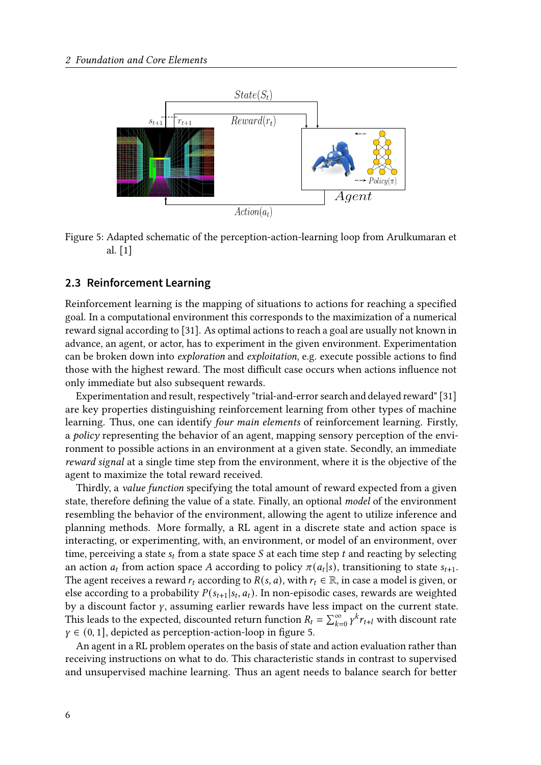Figure 5: Adapted schematic of the perception-action-learning loop from Arulkumaran et al. [1]

## 2.3 Reinforcement Learning

Reinforcement learning is the mapping of situations to actions for reaching a specified goal. In a computational environment this corresponds to the maximization of a numerical reward signal according to [31]. As optimal actions to reach a goal are usually not known in advance, an agent, or actor, has to experiment in the given environment. Experimentation can be broken down into *exploration* and *exploitation*, e.g. execute possible actions to find those with the highest reward. The most difficult case occurs when actions influence not only immediate but also subsequent rewards.

Experimentation and result, respectively "trial-and-error search and delayed reward" [31] are key properties distinguishing reinforcement learning from other types of machine learning. Thus, one can identify *four main elements* of reinforcement learning. Firstly, a *policy* representing the behavior of an agent, mapping sensory perception of the environment to possible actions in an environment at a given state. Secondly, an immediate *reward signal* at a single time step from the environment, where it is the objective of the agent to maximize the total reward received.

Thirdly, a *value function* specifying the total amount of reward expected from a given state, therefore defining the value of a state. Finally, an optional *model* of the environment resembling the behavior of the environment, allowing the agent to utilize inference and planning methods. More formally, a RL agent in a discrete state and action space is interacting, or experimenting, with, an environment, or model of an environment, over time, perceiving a state $s_t$ from a state space $S$ at each time step $t$ and reacting by selecting an action $a_t$ from action space $A$ according to policy $\pi(a_t|s)$, transitioning to state $s_{t+1}$. The agent receives a reward $r_t$ according to $R(s, a)$, with $r_t \in \mathbb{R}$, in case a model is given, or else according to a probability $P(s_{t+1}|s_t, a_t)$. In non-episodic cases, rewards are weighted by a discount factor $\gamma$, assuming earlier rewards have less impact on the current state. This leads to the expected, discounted return function $R_t = \sum_{k=0}^{\infty} \gamma^k r_{t+l}$ with discount rate $\gamma \in (0, 1]$, depicted as perception-action-loop in figure 5.

An agent in a RL problem operates on the basis of state and action evaluation rather than receiving instructions on what to do. This characteristic stands in contrast to supervised and unsupervised machine learning. Thus an agent needs to balance search for better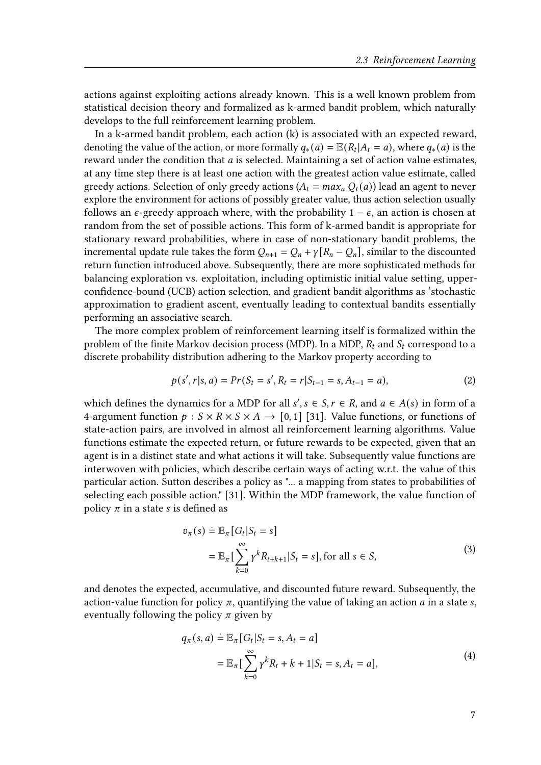actions against exploiting actions already known. This is a well known problem from statistical decision theory and formalized as k-armed bandit problem, which naturally develops to the full reinforcement learning problem.

In a k-armed bandit problem, each action (k) is associated with an expected reward, denoting the value of the action, or more formally $q_*(a) = \mathbb{E}(R_t|A_t = a)$, where $q_*(a)$ is the reward under the condition that $a$ is selected. Maintaining a set of action value estimates, at any time step there is at least one action with the greatest action value estimate, called greedy actions. Selection of only greedy actions ($A_t = max_a\, Q_t(a)$) lead an agent to never explore the environment for actions of possibly greater value, thus action selection usually follows an $\epsilon$-greedy approach where, with the probability $1 - \epsilon$, an action is chosen at random from the set of possible actions. This form of k-armed bandit is appropriate for stationary reward probabilities, where in case of non-stationary bandit problems, the incremental update rule takes the form $Q_{n+1} = Q_n + \gamma[R_n - Q_n]$, similar to the discounted return function introduced above. Subsequently, there are more sophisticated methods for balancing exploration vs. exploitation, including optimistic initial value setting, upper-confidence-bound (UCB) action selection, and gradient bandit algorithms as 'stochastic approximation to gradient ascent, eventually leading to contextual bandits essentially performing an associative search.

The more complex problem of reinforcement learning itself is formalized within the problem of the finite Markov decision process (MDP). In a MDP, $R_t$ and $S_t$ correspond to a discrete probability distribution adhering to the Markov property according to

$$p(s', r|s, a) = Pr(S_t = s', R_t = r|S_{t-1} = s, A_{t-1} = a), \tag{2}$$

which defines the dynamics for a MDP for all $s', s \in S, r \in R$, and $a \in A(s)$ in form of a 4-argument function $p : S \times R \times S \times A \rightarrow [0, 1]$ [31]. Value functions, or functions of state-action pairs, are involved in almost all reinforcement learning algorithms. Value functions estimate the expected return, or future rewards to be expected, given that an agent is in a distinct state and what actions it will take. Subsequently value functions are interwoven with policies, which describe certain ways of acting w.r.t. the value of this particular action. Sutton describes a policy as "... a mapping from states to probabilities of selecting each possible action." [31]. Within the MDP framework, the value function of policy $\pi$ in a state $s$ is defined as

$$\begin{aligned} v_\pi(s) &\doteq \mathbb{E}_\pi[G_t|S_t = s] \\ &= \mathbb{E}_\pi[\sum_{k=0}^{\infty} \gamma^k R_{t+k+1}|S_t = s], \text{for all } s \in S, \end{aligned} \tag{3}$$

and denotes the expected, accumulative, and discounted future reward. Subsequently, the action-value function for policy $\pi$, quantifying the value of taking an action $a$ in a state $s$, eventually following the policy $\pi$ given by

$$\begin{aligned} q_\pi(s, a) &\doteq \mathbb{E}_\pi[G_t|S_t = s, A_t = a] \\ &= \mathbb{E}_\pi[\sum_{k=0}^{\infty} \gamma^k R_t + k + 1|S_t = s, A_t = a], \end{aligned} \tag{4}$$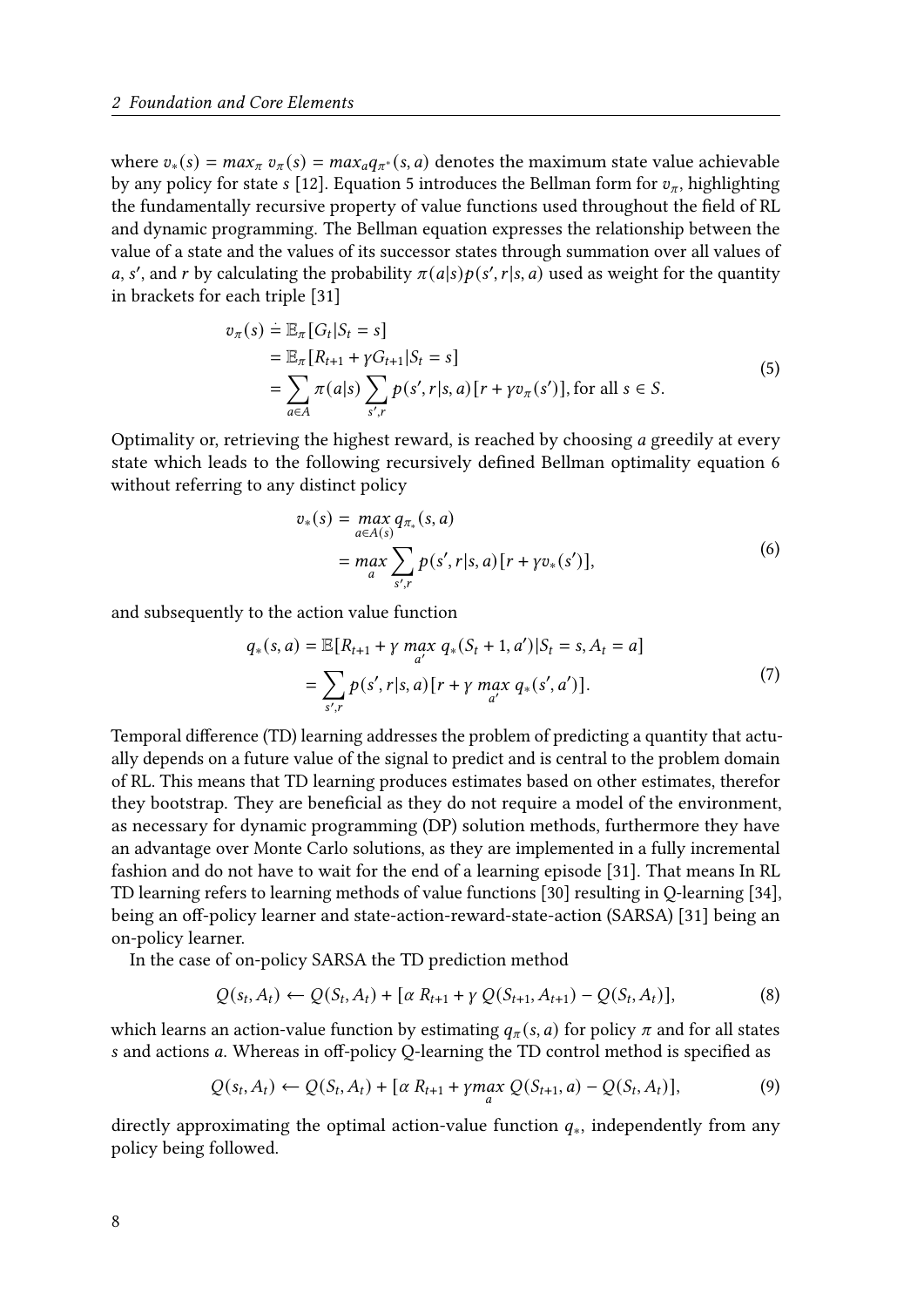where $v_*(s) = max_\pi \; v_\pi(s) = max_a q_{\pi^*}(s, a)$ denotes the maximum state value achievable by any policy for state $s$ [12]. Equation 5 introduces the Bellman form for $v_\pi$, highlighting the fundamentally recursive property of value functions used throughout the field of RL and dynamic programming. The Bellman equation expresses the relationship between the value of a state and the values of its successor states through summation over all values of $a$, $s'$, and $r$ by calculating the probability $\pi(a|s)p(s', r|s, a)$ used as weight for the quantity in brackets for each triple [31]

$$
\begin{aligned}
v_\pi(s) &\doteq \mathbb{E}_\pi[G_t | S_t = s] \\
&= \mathbb{E}_\pi[R_{t+1} + \gamma G_{t+1} | S_t = s] \\
&= \sum_{a \in A} \pi(a|s) \sum_{s',r} p(s', r|s, a)[r + \gamma v_\pi(s')], \text{for all } s \in S.
\end{aligned}
\tag{5}
$$

Optimality or, retrieving the highest reward, is reached by choosing $a$ greedily at every state which leads to the following recursively defined Bellman optimality equation 6 without referring to any distinct policy

$$
\begin{aligned}
v_*(s) &= \max_{a \in A(s)} q_{\pi_*}(s, a) \\
&= \max_a \sum_{s',r} p(s', r|s, a)[r + \gamma v_*(s')],
\end{aligned}
\tag{6}
$$

and subsequently to the action value function

$$
\begin{aligned}
q_*(s, a) &= \mathbb{E}[R_{t+1} + \gamma \max_{a'} q_*(S_t + 1, a') | S_t = s, A_t = a] \\
&= \sum_{s',r} p(s', r|s, a)[r + \gamma \max_{a'} q_*(s', a')].
\end{aligned}
\tag{7}
$$

Temporal difference (TD) learning addresses the problem of predicting a quantity that actually depends on a future value of the signal to predict and is central to the problem domain of RL. This means that TD learning produces estimates based on other estimates, therefor they bootstrap. They are beneficial as they do not require a model of the environment, as necessary for dynamic programming (DP) solution methods, furthermore they have an advantage over Monte Carlo solutions, as they are implemented in a fully incremental fashion and do not have to wait for the end of a learning episode [31]. That means In RL TD learning refers to learning methods of value functions [30] resulting in Q-learning [34], being an off-policy learner and state-action-reward-state-action (SARSA) [31] being an on-policy learner.

In the case of on-policy SARSA the TD prediction method

$$
Q(s_t, A_t) \leftarrow Q(S_t, A_t) + [\alpha \; R_{t+1} + \gamma \; Q(S_{t+1}, A_{t+1}) - Q(S_t, A_t)],
\tag{8}
$$

which learns an action-value function by estimating $q_\pi(s, a)$ for policy $\pi$ and for all states $s$ and actions $a$. Whereas in off-policy Q-learning the TD control method is specified as

$$
Q(s_t, A_t) \leftarrow Q(S_t, A_t) + [\alpha \; R_{t+1} + \gamma \max_a Q(S_{t+1}, a) - Q(S_t, A_t)],
\tag{9}
$$

directly approximating the optimal action-value function $q_*$, independently from any policy being followed.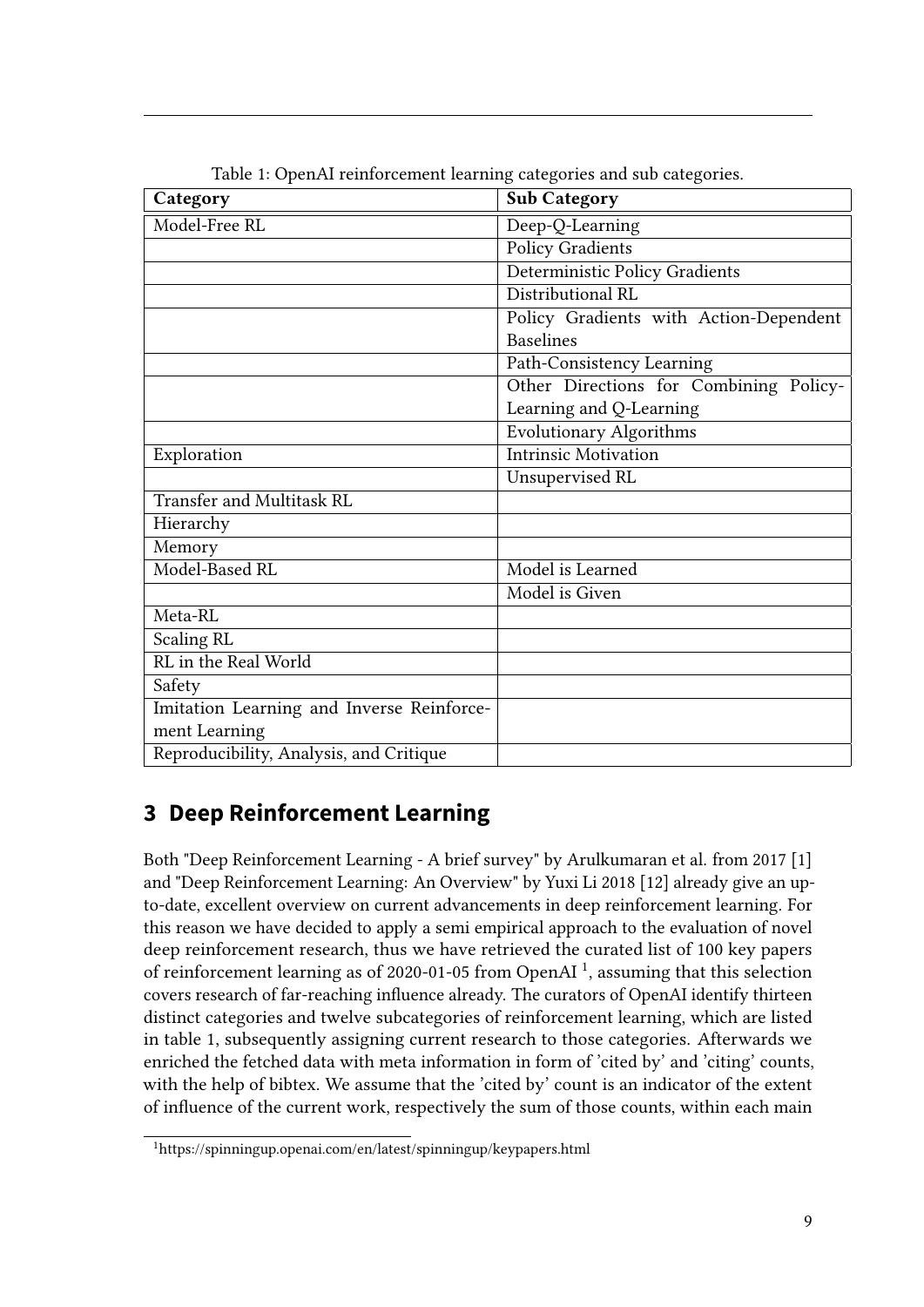Table 1: OpenAI reinforcement learning categories and sub categories.

| Category | Sub Category |
|---|---|
| Model-Free RL | Deep-Q-Learning |
| | Policy Gradients |
| | Deterministic Policy Gradients |
| | Distributional RL |
| | Policy Gradients with Action-Dependent Baselines |
| | Path-Consistency Learning |
| | Other Directions for Combining Policy-Learning and Q-Learning |
| | Evolutionary Algorithms |
| Exploration | Intrinsic Motivation |
| | Unsupervised RL |
| Transfer and Multitask RL | |
| Hierarchy | |
| Memory | |
| Model-Based RL | Model is Learned |
| | Model is Given |
| Meta-RL | |
| Scaling RL | |
| RL in the Real World | |
| Safety | |
| Imitation Learning and Inverse Reinforcement Learning | |
| Reproducibility, Analysis, and Critique | |

## 3 Deep Reinforcement Learning

Both "Deep Reinforcement Learning - A brief survey" by Arulkumaran et al. from 2017 [1] and "Deep Reinforcement Learning: An Overview" by Yuxi Li 2018 [12] already give an up-to-date, excellent overview on current advancements in deep reinforcement learning. For this reason we have decided to apply a semi empirical approach to the evaluation of novel deep reinforcement research, thus we have retrieved the curated list of 100 key papers of reinforcement learning as of 2020-01-05 from OpenAI [1], assuming that this selection covers research of far-reaching influence already. The curators of OpenAI identify thirteen distinct categories and twelve subcategories of reinforcement learning, which are listed in table 1, subsequently assigning current research to those categories. Afterwards we enriched the fetched data with meta information in form of 'cited by' and 'citing' counts, with the help of bibtex. We assume that the 'cited by' count is an indicator of the extent of influence of the current work, respectively the sum of those counts, within each main

[1] https://spinningup.openai.com/en/latest/spinningup/keypapers.html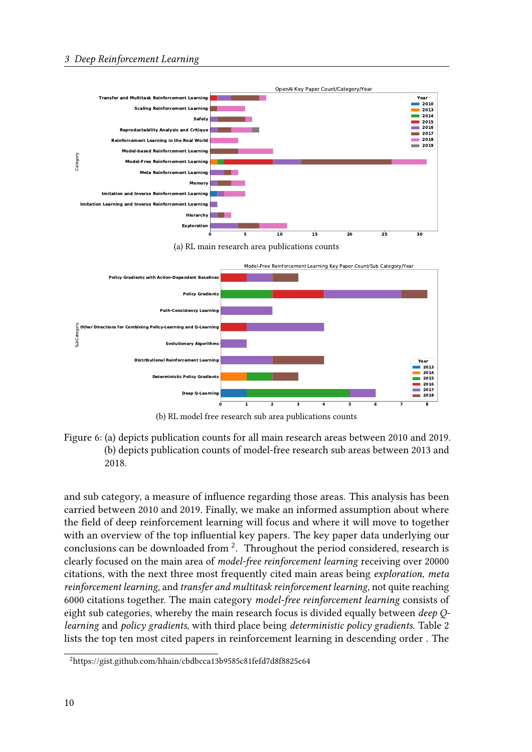(a) RL main research area publications counts

(b) RL model free research sub area publications counts

Figure 6: (a) depicts publication counts for all main research areas between 2010 and 2019. (b) depicts publication counts of model-free research sub areas between 2013 and 2018.

and sub category, a measure of influence regarding those areas. This analysis has been carried between 2010 and 2019. Finally, we make an informed assumption about where the field of deep reinforcement learning will focus and where it will move to together with an overview of the top influential key papers. The key paper data underlying our conclusions can be downloaded from [2]. Throughout the period considered, research is clearly focused on the main area of *model-free reinforcement learning* receiving over 20000 citations, with the next three most frequently cited main areas being *exploration*, *meta reinforcement learning*, and *transfer and multitask reinforcement learning*, not quite reaching 6000 citations together. The main category *model-free reinforcement learning* consists of eight sub categories, whereby the main research focus is divided equally between *deep Q-learning* and *policy gradients*, with third place being *deterministic policy gradients*. Table 2 lists the top ten most cited papers in reinforcement learning in descending order . The

[2] https://gist.github.com/hhain/cbdbcca13b9585c81fefd7d8f8825c64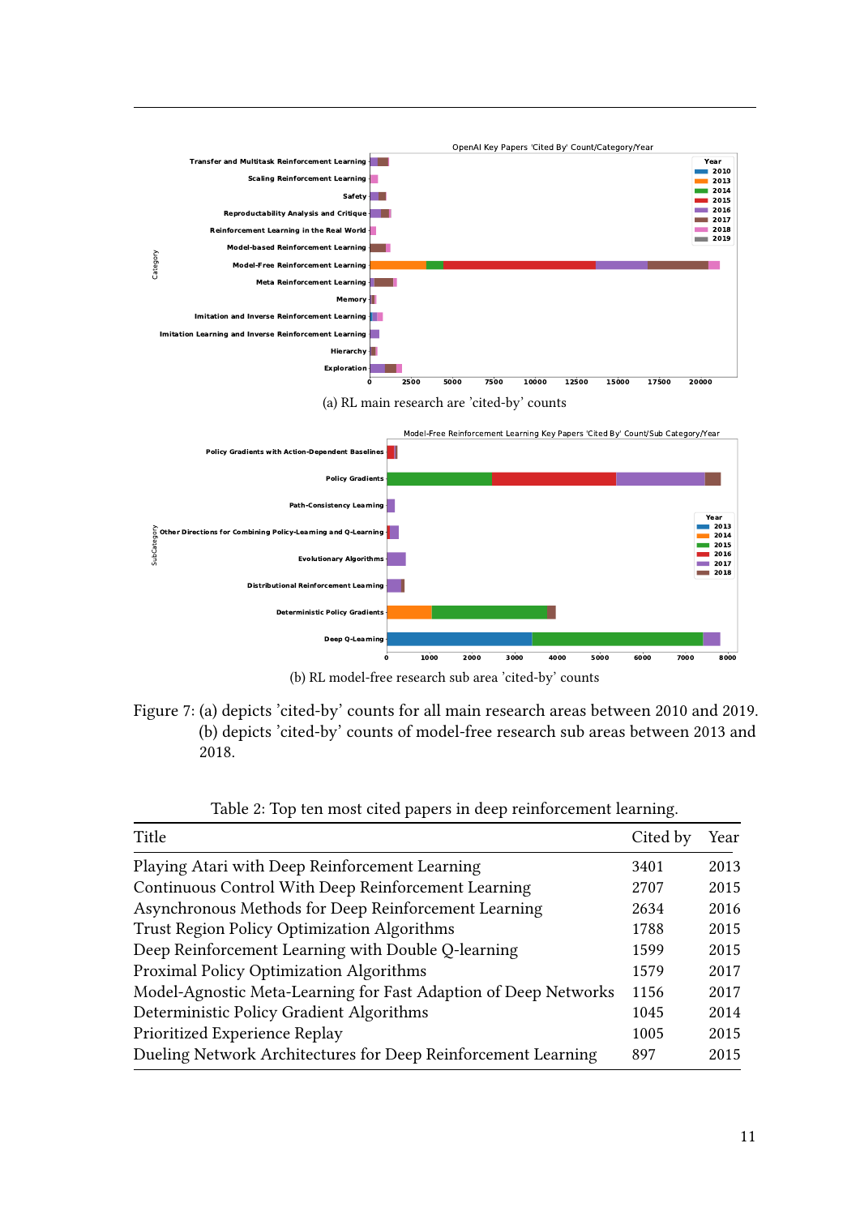(a) RL main research are 'cited-by' counts

(b) RL model-free research sub area 'cited-by' counts

Figure 7: (a) depicts 'cited-by' counts for all main research areas between 2010 and 2019. (b) depicts 'cited-by' counts of model-free research sub areas between 2013 and 2018.

Table 2: Top ten most cited papers in deep reinforcement learning.

| Title | Cited by | Year |
|---|---|---|
| Playing Atari with Deep Reinforcement Learning | 3401 | 2013 |
| Continuous Control With Deep Reinforcement Learning | 2707 | 2015 |
| Asynchronous Methods for Deep Reinforcement Learning | 2634 | 2016 |
| Trust Region Policy Optimization Algorithms | 1788 | 2015 |
| Deep Reinforcement Learning with Double Q-learning | 1599 | 2015 |
| Proximal Policy Optimization Algorithms | 1579 | 2017 |
| Model-Agnostic Meta-Learning for Fast Adaption of Deep Networks | 1156 | 2017 |
| Deterministic Policy Gradient Algorithms | 1045 | 2014 |
| Prioritized Experience Replay | 1005 | 2015 |
| Dueling Network Architectures for Deep Reinforcement Learning | 897 | 2015 |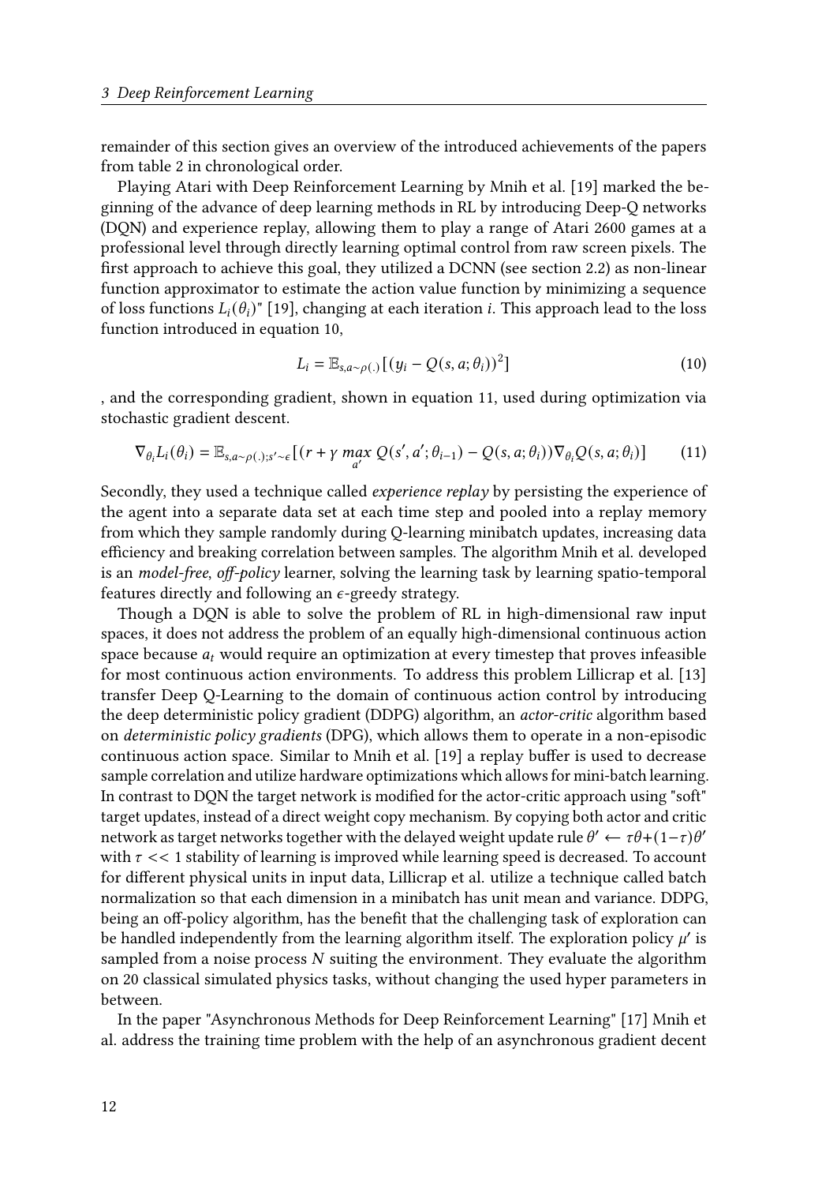remainder of this section gives an overview of the introduced achievements of the papers from table 2 in chronological order.

Playing Atari with Deep Reinforcement Learning by Mnih et al. [19] marked the beginning of the advance of deep learning methods in RL by introducing Deep-Q networks (DQN) and experience replay, allowing them to play a range of Atari 2600 games at a professional level through directly learning optimal control from raw screen pixels. The first approach to achieve this goal, they utilized a DCNN (see section 2.2) as non-linear function approximator to estimate the action value function by minimizing a sequence of loss functions $L_i(\theta_i)$" [19], changing at each iteration $i$. This approach lead to the loss function introduced in equation 10,

$$L_i = \mathbb{E}_{s,a \sim \rho(.)}[(y_i - Q(s, a; \theta_i))^2] \tag{10}$$

, and the corresponding gradient, shown in equation 11, used during optimization via stochastic gradient descent.

$$\nabla_{\theta_i} L_i(\theta_i) = \mathbb{E}_{s,a \sim \rho(.);s' \sim \epsilon}[(r + \gamma \max_{a'} Q(s', a'; \theta_{i-1}) - Q(s, a; \theta_i))\nabla_{\theta_i} Q(s, a; \theta_i)] \tag{11}$$

Secondly, they used a technique called *experience replay* by persisting the experience of the agent into a separate data set at each time step and pooled into a replay memory from which they sample randomly during Q-learning minibatch updates, increasing data efficiency and breaking correlation between samples. The algorithm Mnih et al. developed is an *model-free*, *off-policy* learner, solving the learning task by learning spatio-temporal features directly and following an $\epsilon$-greedy strategy.

Though a DQN is able to solve the problem of RL in high-dimensional raw input spaces, it does not address the problem of an equally high-dimensional continuous action space because $a_t$ would require an optimization at every timestep that proves infeasible for most continuous action environments. To address this problem Lillicrap et al. [13] transfer Deep Q-Learning to the domain of continuous action control by introducing the deep deterministic policy gradient (DDPG) algorithm, an *actor-critic* algorithm based on *deterministic policy gradients* (DPG), which allows them to operate in a non-episodic continuous action space. Similar to Mnih et al. [19] a replay buffer is used to decrease sample correlation and utilize hardware optimizations which allows for mini-batch learning. In contrast to DQN the target network is modified for the actor-critic approach using "soft" target updates, instead of a direct weight copy mechanism. By copying both actor and critic network as target networks together with the delayed weight update rule $\theta' \leftarrow \tau\theta + (1-\tau)\theta'$ with $\tau << 1$ stability of learning is improved while learning speed is decreased. To account for different physical units in input data, Lillicrap et al. utilize a technique called batch normalization so that each dimension in a minibatch has unit mean and variance. DDPG, being an off-policy algorithm, has the benefit that the challenging task of exploration can be handled independently from the learning algorithm itself. The exploration policy $\mu'$ is sampled from a noise process $N$ suiting the environment. They evaluate the algorithm on 20 classical simulated physics tasks, without changing the used hyper parameters in between.

In the paper "Asynchronous Methods for Deep Reinforcement Learning" [17] Mnih et al. address the training time problem with the help of an asynchronous gradient decent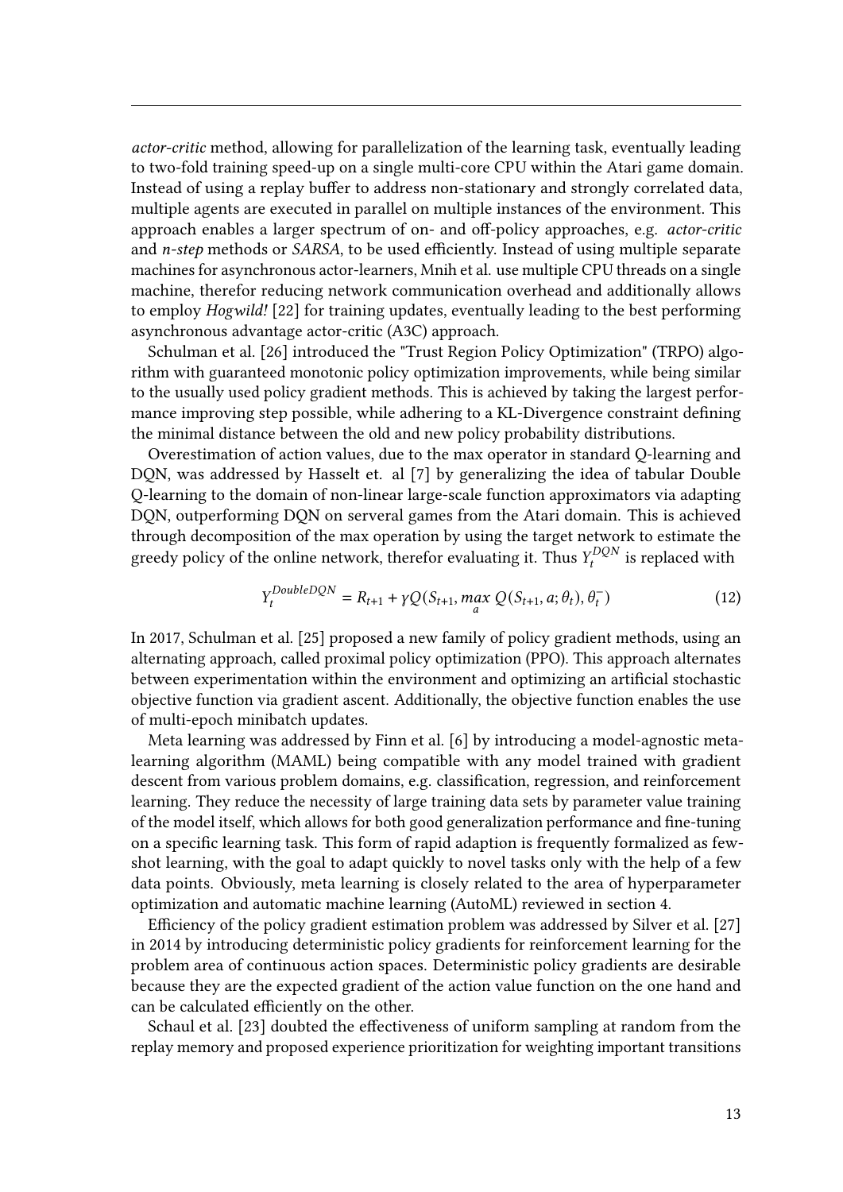*actor-critic* method, allowing for parallelization of the learning task, eventually leading to two-fold training speed-up on a single multi-core CPU within the Atari game domain. Instead of using a replay buffer to address non-stationary and strongly correlated data, multiple agents are executed in parallel on multiple instances of the environment. This approach enables a larger spectrum of on- and off-policy approaches, e.g. *actor-critic* and *n-step* methods or *SARSA*, to be used efficiently. Instead of using multiple separate machines for asynchronous actor-learners, Mnih et al. use multiple CPU threads on a single machine, therefor reducing network communication overhead and additionally allows to employ *Hogwild!* [22] for training updates, eventually leading to the best performing asynchronous advantage actor-critic (A3C) approach.

Schulman et al. [26] introduced the "Trust Region Policy Optimization" (TRPO) algorithm with guaranteed monotonic policy optimization improvements, while being similar to the usually used policy gradient methods. This is achieved by taking the largest performance improving step possible, while adhering to a KL-Divergence constraint defining the minimal distance between the old and new policy probability distributions.

Overestimation of action values, due to the max operator in standard Q-learning and DQN, was addressed by Hasselt et. al [7] by generalizing the idea of tabular Double Q-learning to the domain of non-linear large-scale function approximators via adapting DQN, outperforming DQN on serveral games from the Atari domain. This is achieved through decomposition of the max operation by using the target network to estimate the greedy policy of the online network, therefor evaluating it. Thus $Y_t^{DQN}$ is replaced with

$$Y_t^{DoubleDQN} = R_{t+1} + \gamma Q(S_{t+1}, \max_a Q(S_{t+1}, a; \theta_t), \theta_t^-) \tag{12}$$

In 2017, Schulman et al. [25] proposed a new family of policy gradient methods, using an alternating approach, called proximal policy optimization (PPO). This approach alternates between experimentation within the environment and optimizing an artificial stochastic objective function via gradient ascent. Additionally, the objective function enables the use of multi-epoch minibatch updates.

Meta learning was addressed by Finn et al. [6] by introducing a model-agnostic meta-learning algorithm (MAML) being compatible with any model trained with gradient descent from various problem domains, e.g. classification, regression, and reinforcement learning. They reduce the necessity of large training data sets by parameter value training of the model itself, which allows for both good generalization performance and fine-tuning on a specific learning task. This form of rapid adaption is frequently formalized as few-shot learning, with the goal to adapt quickly to novel tasks only with the help of a few data points. Obviously, meta learning is closely related to the area of hyperparameter optimization and automatic machine learning (AutoML) reviewed in section 4.

Efficiency of the policy gradient estimation problem was addressed by Silver et al. [27] in 2014 by introducing deterministic policy gradients for reinforcement learning for the problem area of continuous action spaces. Deterministic policy gradients are desirable because they are the expected gradient of the action value function on the one hand and can be calculated efficiently on the other.

Schaul et al. [23] doubted the effectiveness of uniform sampling at random from the replay memory and proposed experience prioritization for weighting important transitions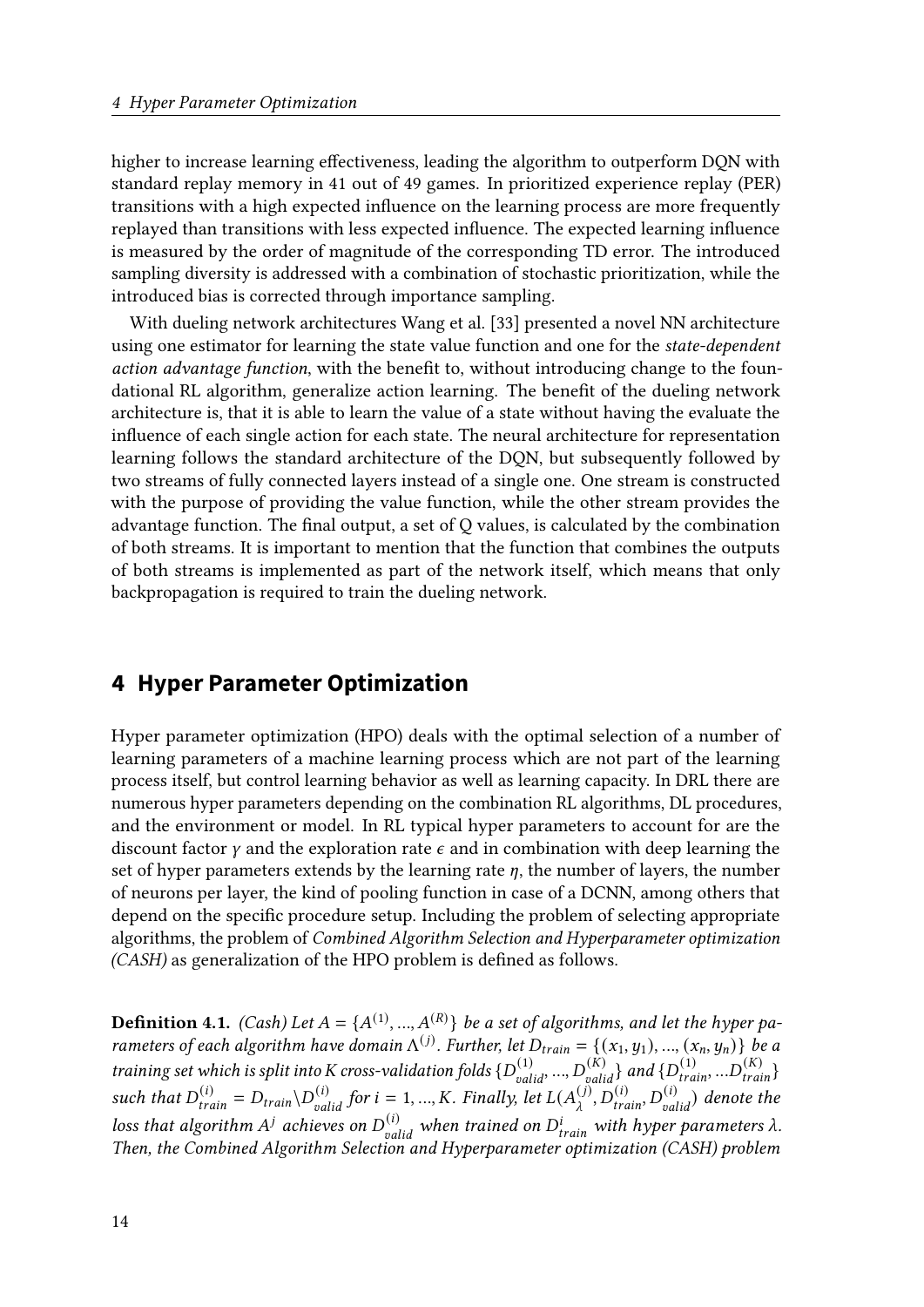higher to increase learning effectiveness, leading the algorithm to outperform DQN with standard replay memory in 41 out of 49 games. In prioritized experience replay (PER) transitions with a high expected influence on the learning process are more frequently replayed than transitions with less expected influence. The expected learning influence is measured by the order of magnitude of the corresponding TD error. The introduced sampling diversity is addressed with a combination of stochastic prioritization, while the introduced bias is corrected through importance sampling.

With dueling network architectures Wang et al. [33] presented a novel NN architecture using one estimator for learning the state value function and one for the *state-dependent action advantage function*, with the benefit to, without introducing change to the foundational RL algorithm, generalize action learning. The benefit of the dueling network architecture is, that it is able to learn the value of a state without having the evaluate the influence of each single action for each state. The neural architecture for representation learning follows the standard architecture of the DQN, but subsequently followed by two streams of fully connected layers instead of a single one. One stream is constructed with the purpose of providing the value function, while the other stream provides the advantage function. The final output, a set of Q values, is calculated by the combination of both streams. It is important to mention that the function that combines the outputs of both streams is implemented as part of the network itself, which means that only backpropagation is required to train the dueling network.

## 4 Hyper Parameter Optimization

Hyper parameter optimization (HPO) deals with the optimal selection of a number of learning parameters of a machine learning process which are not part of the learning process itself, but control learning behavior as well as learning capacity. In DRL there are numerous hyper parameters depending on the combination RL algorithms, DL procedures, and the environment or model. In RL typical hyper parameters to account for are the discount factor $\gamma$ and the exploration rate $\epsilon$ and in combination with deep learning the set of hyper parameters extends by the learning rate $\eta$, the number of layers, the number of neurons per layer, the kind of pooling function in case of a DCNN, among others that depend on the specific procedure setup. Including the problem of selecting appropriate algorithms, the problem of *Combined Algorithm Selection and Hyperparameter optimization (CASH)* as generalization of the HPO problem is defined as follows.

**Definition 4.1.** *(Cash) Let $A = \{A^{(1)}, ..., A^{(R)}\}$ be a set of algorithms, and let the hyper parameters of each algorithm have domain $\Lambda^{(j)}$. Further, let $D_{train} = \{(x_1, y_1), ..., (x_n, y_n)\}$ be a training set which is split into K cross-validation folds $\{D^{(1)}_{valid}, ..., D^{(K)}_{valid}\}$ and $\{D^{(1)}_{train}, ...D^{(K)}_{train}\}$ such that $D^{(i)}_{train} = D_{train} \backslash D^{(i)}_{valid}$ for $i = 1, ..., K$. Finally, let $L(A^{(j)}_{\lambda}, D^{(i)}_{train}, D^{(i)}_{valid})$ denote the loss that algorithm $A^j$ achieves on $D^{(i)}_{valid}$ when trained on $D^i_{train}$ with hyper parameters $\lambda$. Then, the Combined Algorithm Selection and Hyperparameter optimization (CASH) problem*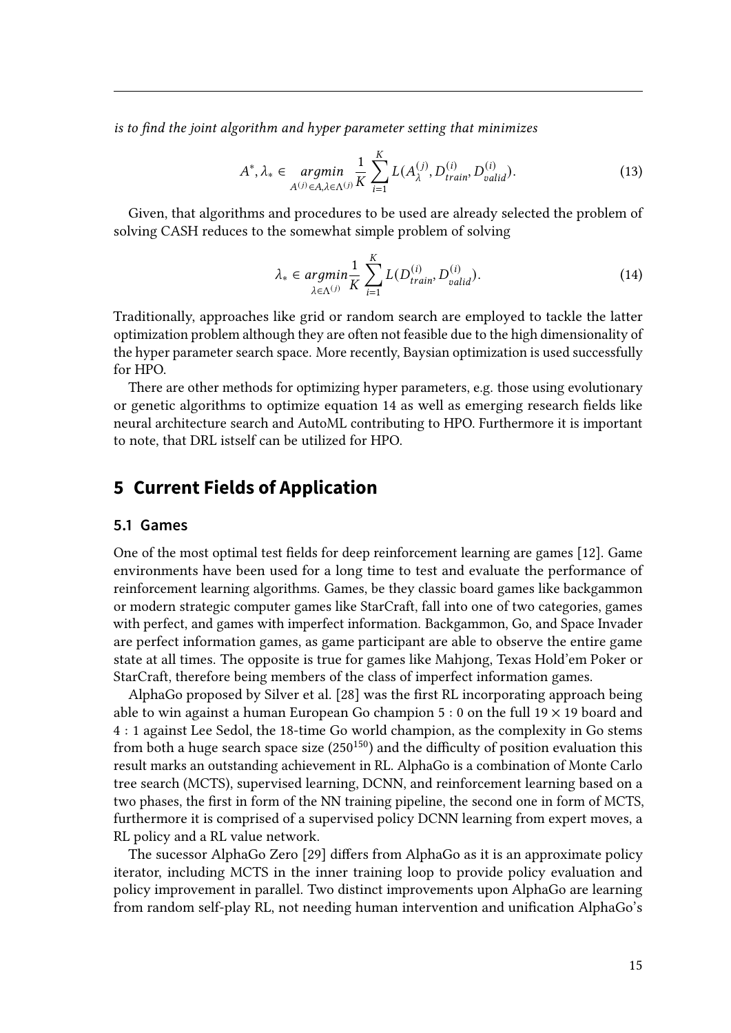*is to find the joint algorithm and hyper parameter setting that minimizes*

$$A^*, \lambda_* \in \underset{A^{(j)} \in A, \lambda \in \Lambda^{(j)}}{argmin} \frac{1}{K} \sum_{i=1}^{K} L(A_\lambda^{(j)}, D_{train}^{(i)}, D_{valid}^{(i)}). \tag{13}$$

Given, that algorithms and procedures to be used are already selected the problem of solving CASH reduces to the somewhat simple problem of solving

$$\lambda_* \in \underset{\lambda \in \Lambda^{(j)}}{argmin} \frac{1}{K} \sum_{i=1}^{K} L(D_{train}^{(i)}, D_{valid}^{(i)}). \tag{14}$$

Traditionally, approaches like grid or random search are employed to tackle the latter optimization problem although they are often not feasible due to the high dimensionality of the hyper parameter search space. More recently, Baysian optimization is used successfully for HPO.

There are other methods for optimizing hyper parameters, e.g. those using evolutionary or genetic algorithms to optimize equation 14 as well as emerging research fields like neural architecture search and AutoML contributing to HPO. Furthermore it is important to note, that DRL istself can be utilized for HPO.

## 5 Current Fields of Application

### 5.1 Games

One of the most optimal test fields for deep reinforcement learning are games [12]. Game environments have been used for a long time to test and evaluate the performance of reinforcement learning algorithms. Games, be they classic board games like backgammon or modern strategic computer games like StarCraft, fall into one of two categories, games with perfect, and games with imperfect information. Backgammon, Go, and Space Invader are perfect information games, as game participant are able to observe the entire game state at all times. The opposite is true for games like Mahjong, Texas Hold'em Poker or StarCraft, therefore being members of the class of imperfect information games.

AlphaGo proposed by Silver et al. [28] was the first RL incorporating approach being able to win against a human European Go champion $5:0$ on the full $19 \times 19$ board and $4:1$ against Lee Sedol, the 18-time Go world champion, as the complexity in Go stems from both a huge search space size ($250^{150}$) and the difficulty of position evaluation this result marks an outstanding achievement in RL. AlphaGo is a combination of Monte Carlo tree search (MCTS), supervised learning, DCNN, and reinforcement learning based on a two phases, the first in form of the NN training pipeline, the second one in form of MCTS, furthermore it is comprised of a supervised policy DCNN learning from expert moves, a RL policy and a RL value network.

The sucessor AlphaGo Zero [29] differs from AlphaGo as it is an approximate policy iterator, including MCTS in the inner training loop to provide policy evaluation and policy improvement in parallel. Two distinct improvements upon AlphaGo are learning from random self-play RL, not needing human intervention and unification AlphaGo's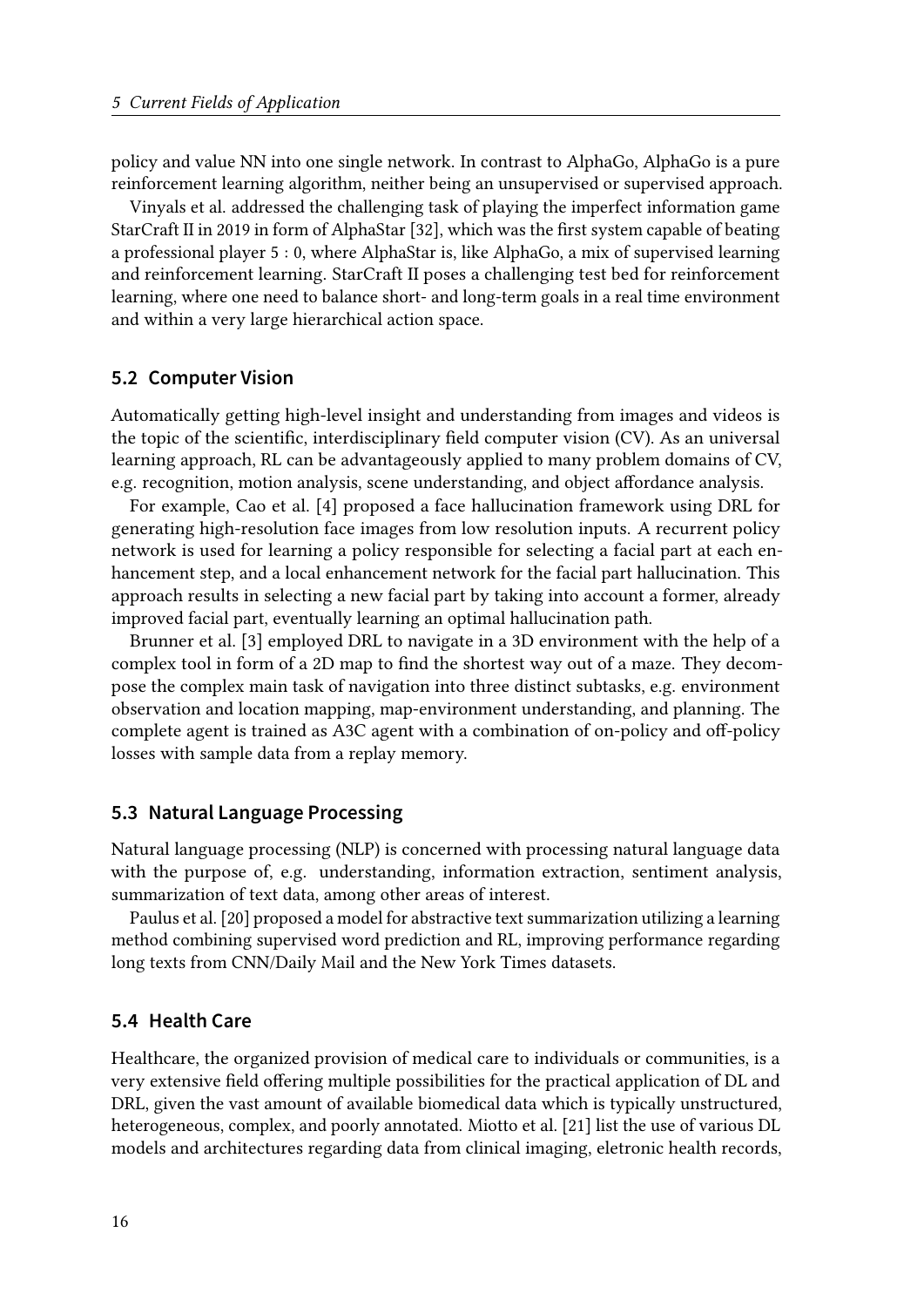policy and value NN into one single network. In contrast to AlphaGo, AlphaGo is a pure reinforcement learning algorithm, neither being an unsupervised or supervised approach.

Vinyals et al. addressed the challenging task of playing the imperfect information game StarCraft II in 2019 in form of AlphaStar [32], which was the first system capable of beating a professional player 5 : 0, where AlphaStar is, like AlphaGo, a mix of supervised learning and reinforcement learning. StarCraft II poses a challenging test bed for reinforcement learning, where one need to balance short- and long-term goals in a real time environment and within a very large hierarchical action space.

## 5.2 Computer Vision

Automatically getting high-level insight and understanding from images and videos is the topic of the scientific, interdisciplinary field computer vision (CV). As an universal learning approach, RL can be advantageously applied to many problem domains of CV, e.g. recognition, motion analysis, scene understanding, and object affordance analysis.

For example, Cao et al. [4] proposed a face hallucination framework using DRL for generating high-resolution face images from low resolution inputs. A recurrent policy network is used for learning a policy responsible for selecting a facial part at each enhancement step, and a local enhancement network for the facial part hallucination. This approach results in selecting a new facial part by taking into account a former, already improved facial part, eventually learning an optimal hallucination path.

Brunner et al. [3] employed DRL to navigate in a 3D environment with the help of a complex tool in form of a 2D map to find the shortest way out of a maze. They decompose the complex main task of navigation into three distinct subtasks, e.g. environment observation and location mapping, map-environment understanding, and planning. The complete agent is trained as A3C agent with a combination of on-policy and off-policy losses with sample data from a replay memory.

## 5.3 Natural Language Processing

Natural language processing (NLP) is concerned with processing natural language data with the purpose of, e.g. understanding, information extraction, sentiment analysis, summarization of text data, among other areas of interest.

Paulus et al. [20] proposed a model for abstractive text summarization utilizing a learning method combining supervised word prediction and RL, improving performance regarding long texts from CNN/Daily Mail and the New York Times datasets.

## 5.4 Health Care

Healthcare, the organized provision of medical care to individuals or communities, is a very extensive field offering multiple possibilities for the practical application of DL and DRL, given the vast amount of available biomedical data which is typically unstructured, heterogeneous, complex, and poorly annotated. Miotto et al. [21] list the use of various DL models and architectures regarding data from clinical imaging, eletronic health records,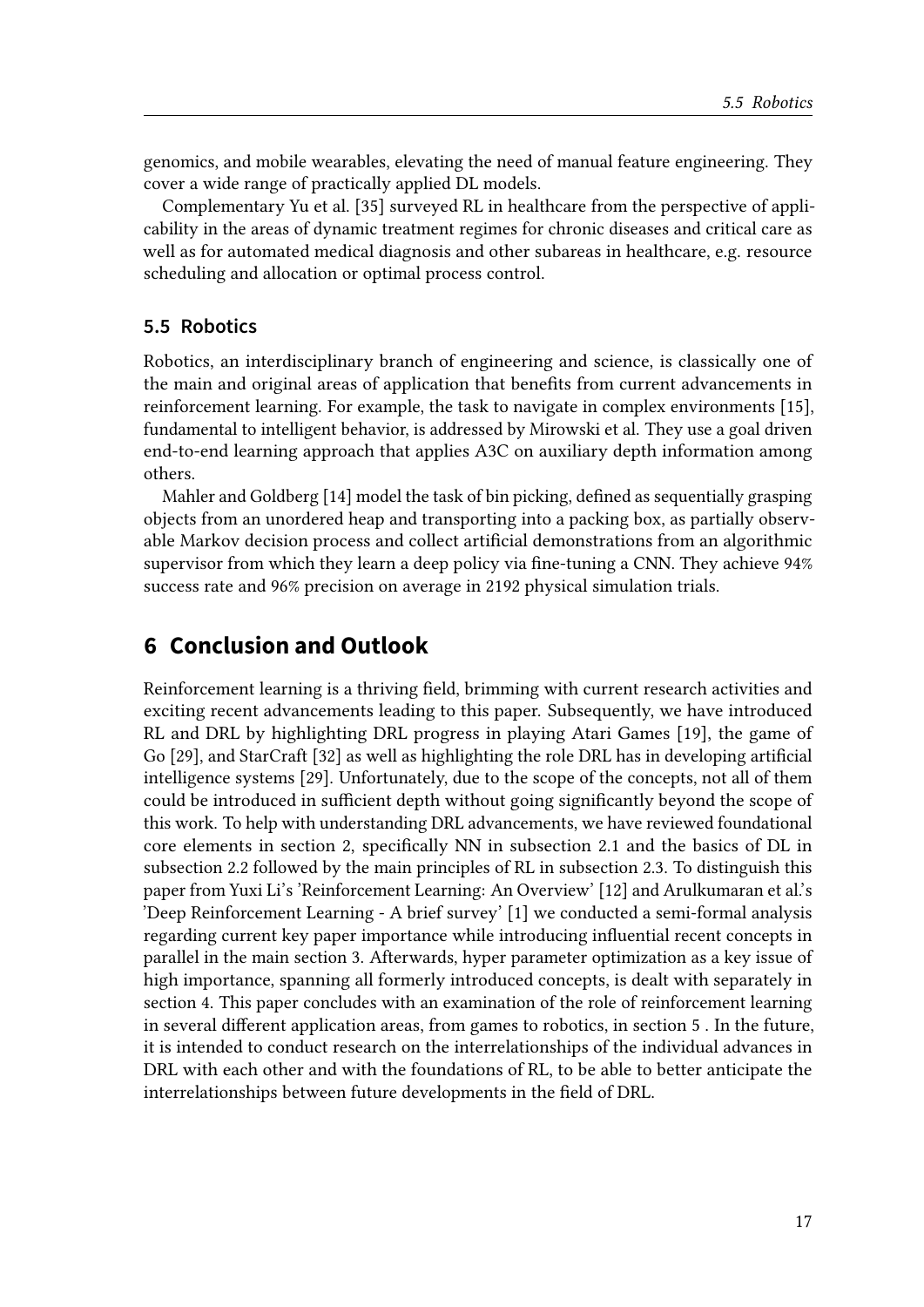genomics, and mobile wearables, elevating the need of manual feature engineering. They cover a wide range of practically applied DL models.

Complementary Yu et al. [35] surveyed RL in healthcare from the perspective of applicability in the areas of dynamic treatment regimes for chronic diseases and critical care as well as for automated medical diagnosis and other subareas in healthcare, e.g. resource scheduling and allocation or optimal process control.

### 5.5 Robotics

Robotics, an interdisciplinary branch of engineering and science, is classically one of the main and original areas of application that benefits from current advancements in reinforcement learning. For example, the task to navigate in complex environments [15], fundamental to intelligent behavior, is addressed by Mirowski et al. They use a goal driven end-to-end learning approach that applies A3C on auxiliary depth information among others.

Mahler and Goldberg [14] model the task of bin picking, defined as sequentially grasping objects from an unordered heap and transporting into a packing box, as partially observable Markov decision process and collect artificial demonstrations from an algorithmic supervisor from which they learn a deep policy via fine-tuning a CNN. They achieve 94% success rate and 96% precision on average in 2192 physical simulation trials.

## 6 Conclusion and Outlook

Reinforcement learning is a thriving field, brimming with current research activities and exciting recent advancements leading to this paper. Subsequently, we have introduced RL and DRL by highlighting DRL progress in playing Atari Games [19], the game of Go [29], and StarCraft [32] as well as highlighting the role DRL has in developing artificial intelligence systems [29]. Unfortunately, due to the scope of the concepts, not all of them could be introduced in sufficient depth without going significantly beyond the scope of this work. To help with understanding DRL advancements, we have reviewed foundational core elements in section 2, specifically NN in subsection 2.1 and the basics of DL in subsection 2.2 followed by the main principles of RL in subsection 2.3. To distinguish this paper from Yuxi Li's 'Reinforcement Learning: An Overview' [12] and Arulkumaran et al.'s 'Deep Reinforcement Learning - A brief survey' [1] we conducted a semi-formal analysis regarding current key paper importance while introducing influential recent concepts in parallel in the main section 3. Afterwards, hyper parameter optimization as a key issue of high importance, spanning all formerly introduced concepts, is dealt with separately in section 4. This paper concludes with an examination of the role of reinforcement learning in several different application areas, from games to robotics, in section 5 . In the future, it is intended to conduct research on the interrelationships of the individual advances in DRL with each other and with the foundations of RL, to be able to better anticipate the interrelationships between future developments in the field of DRL.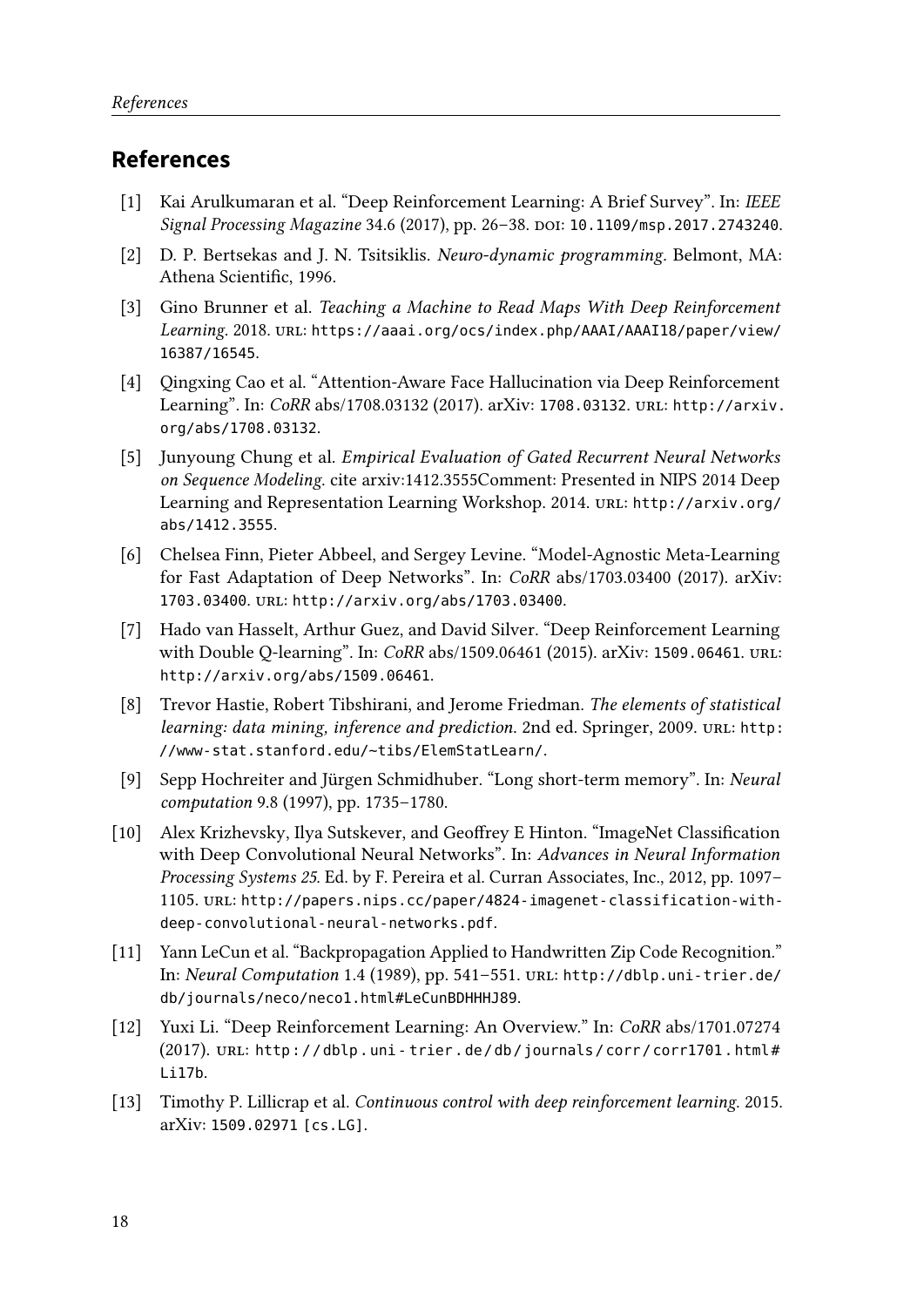## References

[1] Kai Arulkumaran et al. "Deep Reinforcement Learning: A Brief Survey". In: *IEEE Signal Processing Magazine* 34.6 (2017), pp. 26–38. DOI: 10.1109/msp.2017.2743240.

[2] D. P. Bertsekas and J. N. Tsitsiklis. *Neuro-dynamic programming*. Belmont, MA: Athena Scientific, 1996.

[3] Gino Brunner et al. *Teaching a Machine to Read Maps With Deep Reinforcement Learning*. 2018. URL: https://aaai.org/ocs/index.php/AAAI/AAAI18/paper/view/16387/16545.

[4] Qingxing Cao et al. "Attention-Aware Face Hallucination via Deep Reinforcement Learning". In: *CoRR* abs/1708.03132 (2017). arXiv: 1708.03132. URL: http://arxiv.org/abs/1708.03132.

[5] Junyoung Chung et al. *Empirical Evaluation of Gated Recurrent Neural Networks on Sequence Modeling*. cite arxiv:1412.3555Comment: Presented in NIPS 2014 Deep Learning and Representation Learning Workshop. 2014. URL: http://arxiv.org/abs/1412.3555.

[6] Chelsea Finn, Pieter Abbeel, and Sergey Levine. "Model-Agnostic Meta-Learning for Fast Adaptation of Deep Networks". In: *CoRR* abs/1703.03400 (2017). arXiv: 1703.03400. URL: http://arxiv.org/abs/1703.03400.

[7] Hado van Hasselt, Arthur Guez, and David Silver. "Deep Reinforcement Learning with Double Q-learning". In: *CoRR* abs/1509.06461 (2015). arXiv: 1509.06461. URL: http://arxiv.org/abs/1509.06461.

[8] Trevor Hastie, Robert Tibshirani, and Jerome Friedman. *The elements of statistical learning: data mining, inference and prediction*. 2nd ed. Springer, 2009. URL: http://www-stat.stanford.edu/~tibs/ElemStatLearn/.

[9] Sepp Hochreiter and Jürgen Schmidhuber. "Long short-term memory". In: *Neural computation* 9.8 (1997), pp. 1735–1780.

[10] Alex Krizhevsky, Ilya Sutskever, and Geoffrey E Hinton. "ImageNet Classification with Deep Convolutional Neural Networks". In: *Advances in Neural Information Processing Systems 25*. Ed. by F. Pereira et al. Curran Associates, Inc., 2012, pp. 1097–1105. URL: http://papers.nips.cc/paper/4824-imagenet-classification-with-deep-convolutional-neural-networks.pdf.

[11] Yann LeCun et al. "Backpropagation Applied to Handwritten Zip Code Recognition." In: *Neural Computation* 1.4 (1989), pp. 541–551. URL: http://dblp.uni-trier.de/db/journals/neco/neco1.html#LeCunBDHHHJ89.

[12] Yuxi Li. "Deep Reinforcement Learning: An Overview." In: *CoRR* abs/1701.07274 (2017). URL: http://dblp.uni-trier.de/db/journals/corr/corr1701.html#Li17b.

[13] Timothy P. Lillicrap et al. *Continuous control with deep reinforcement learning*. 2015. arXiv: 1509.02971 [cs.LG].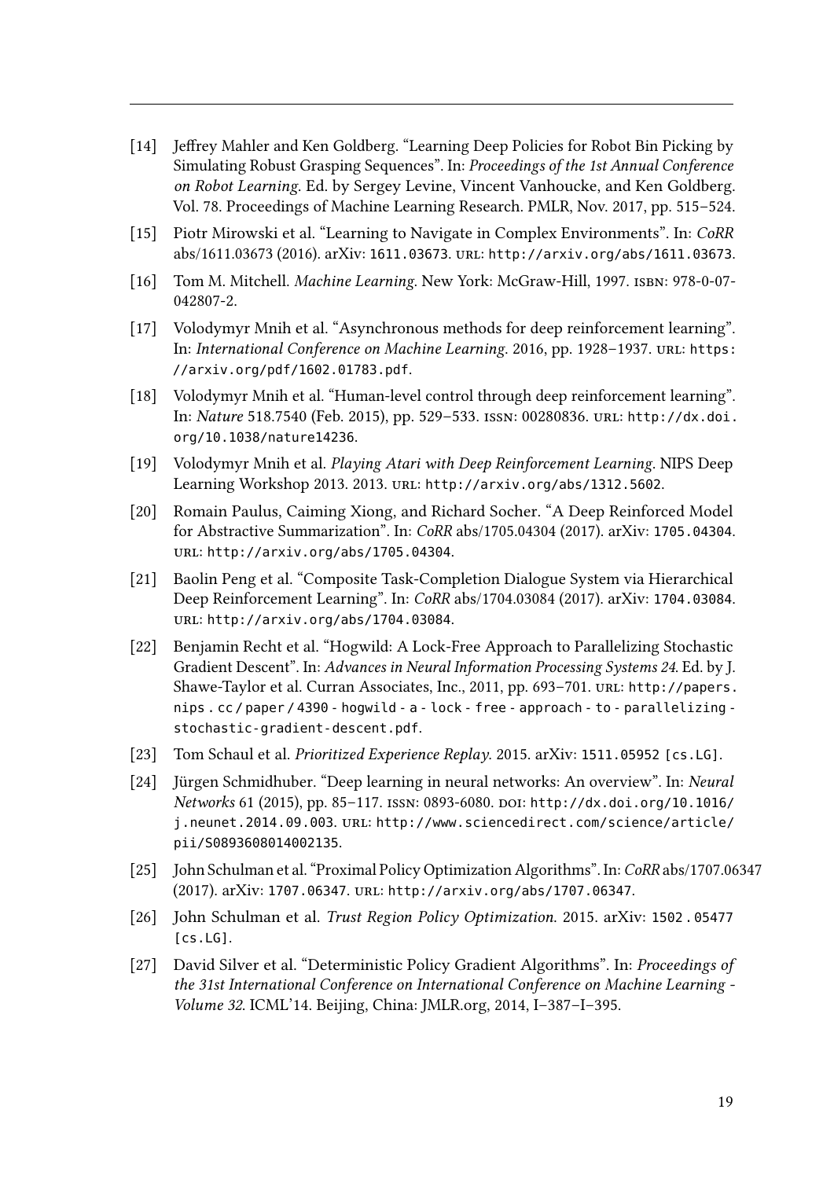[14] Jeffrey Mahler and Ken Goldberg. "Learning Deep Policies for Robot Bin Picking by Simulating Robust Grasping Sequences". In: *Proceedings of the 1st Annual Conference on Robot Learning*. Ed. by Sergey Levine, Vincent Vanhoucke, and Ken Goldberg. Vol. 78. Proceedings of Machine Learning Research. PMLR, Nov. 2017, pp. 515–524.

[15] Piotr Mirowski et al. "Learning to Navigate in Complex Environments". In: *CoRR* abs/1611.03673 (2016). arXiv: 1611.03673. URL: http://arxiv.org/abs/1611.03673.

[16] Tom M. Mitchell. *Machine Learning*. New York: McGraw-Hill, 1997. ISBN: 978-0-07-042807-2.

[17] Volodymyr Mnih et al. "Asynchronous methods for deep reinforcement learning". In: *International Conference on Machine Learning*. 2016, pp. 1928–1937. URL: https://arxiv.org/pdf/1602.01783.pdf.

[18] Volodymyr Mnih et al. "Human-level control through deep reinforcement learning". In: *Nature* 518.7540 (Feb. 2015), pp. 529–533. ISSN: 00280836. URL: http://dx.doi.org/10.1038/nature14236.

[19] Volodymyr Mnih et al. *Playing Atari with Deep Reinforcement Learning*. NIPS Deep Learning Workshop 2013. 2013. URL: http://arxiv.org/abs/1312.5602.

[20] Romain Paulus, Caiming Xiong, and Richard Socher. "A Deep Reinforced Model for Abstractive Summarization". In: *CoRR* abs/1705.04304 (2017). arXiv: 1705.04304. URL: http://arxiv.org/abs/1705.04304.

[21] Baolin Peng et al. "Composite Task-Completion Dialogue System via Hierarchical Deep Reinforcement Learning". In: *CoRR* abs/1704.03084 (2017). arXiv: 1704.03084. URL: http://arxiv.org/abs/1704.03084.

[22] Benjamin Recht et al. "Hogwild: A Lock-Free Approach to Parallelizing Stochastic Gradient Descent". In: *Advances in Neural Information Processing Systems 24*. Ed. by J. Shawe-Taylor et al. Curran Associates, Inc., 2011, pp. 693–701. URL: http://papers.nips.cc/paper/4390-hogwild-a-lock-free-approach-to-parallelizing-stochastic-gradient-descent.pdf.

[23] Tom Schaul et al. *Prioritized Experience Replay*. 2015. arXiv: 1511.05952 [cs.LG].

[24] Jürgen Schmidhuber. "Deep learning in neural networks: An overview". In: *Neural Networks* 61 (2015), pp. 85–117. ISSN: 0893-6080. DOI: http://dx.doi.org/10.1016/j.neunet.2014.09.003. URL: http://www.sciencedirect.com/science/article/pii/S0893608014002135.

[25] John Schulman et al. "Proximal Policy Optimization Algorithms". In: *CoRR* abs/1707.06347 (2017). arXiv: 1707.06347. URL: http://arxiv.org/abs/1707.06347.

[26] John Schulman et al. *Trust Region Policy Optimization*. 2015. arXiv: 1502.05477 [cs.LG].

[27] David Silver et al. "Deterministic Policy Gradient Algorithms". In: *Proceedings of the 31st International Conference on International Conference on Machine Learning - Volume 32*. ICML'14. Beijing, China: JMLR.org, 2014, I–387–I–395.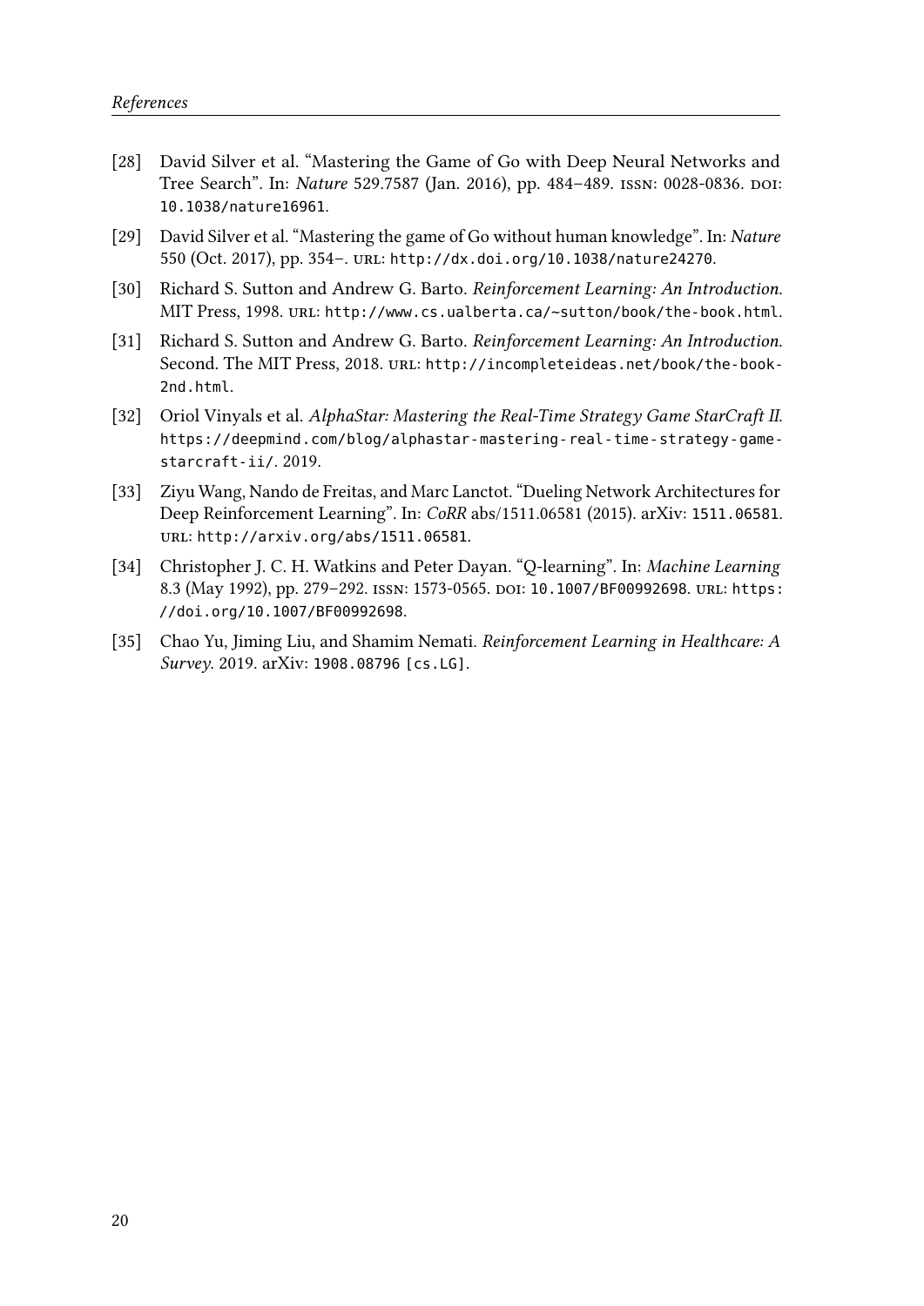[28] David Silver et al. “Mastering the Game of Go with Deep Neural Networks and Tree Search”. In: *Nature* 529.7587 (Jan. 2016), pp. 484–489. ISSN: 0028-0836. DOI: 10.1038/nature16961.

[29] David Silver et al. “Mastering the game of Go without human knowledge”. In: *Nature* 550 (Oct. 2017), pp. 354–. URL: http://dx.doi.org/10.1038/nature24270.

[30] Richard S. Sutton and Andrew G. Barto. *Reinforcement Learning: An Introduction*. MIT Press, 1998. URL: http://www.cs.ualberta.ca/~sutton/book/the-book.html.

[31] Richard S. Sutton and Andrew G. Barto. *Reinforcement Learning: An Introduction*. Second. The MIT Press, 2018. URL: http://incompleteideas.net/book/the-book-2nd.html.

[32] Oriol Vinyals et al. *AlphaStar: Mastering the Real-Time Strategy Game StarCraft II*. https://deepmind.com/blog/alphastar-mastering-real-time-strategy-game-starcraft-ii/. 2019.

[33] Ziyu Wang, Nando de Freitas, and Marc Lanctot. “Dueling Network Architectures for Deep Reinforcement Learning”. In: *CoRR* abs/1511.06581 (2015). arXiv: 1511.06581. URL: http://arxiv.org/abs/1511.06581.

[34] Christopher J. C. H. Watkins and Peter Dayan. “Q-learning”. In: *Machine Learning* 8.3 (May 1992), pp. 279–292. ISSN: 1573-0565. DOI: 10.1007/BF00992698. URL: https://doi.org/10.1007/BF00992698.

[35] Chao Yu, Jiming Liu, and Shamim Nemati. *Reinforcement Learning in Healthcare: A Survey*. 2019. arXiv: 1908.08796 [cs.LG].